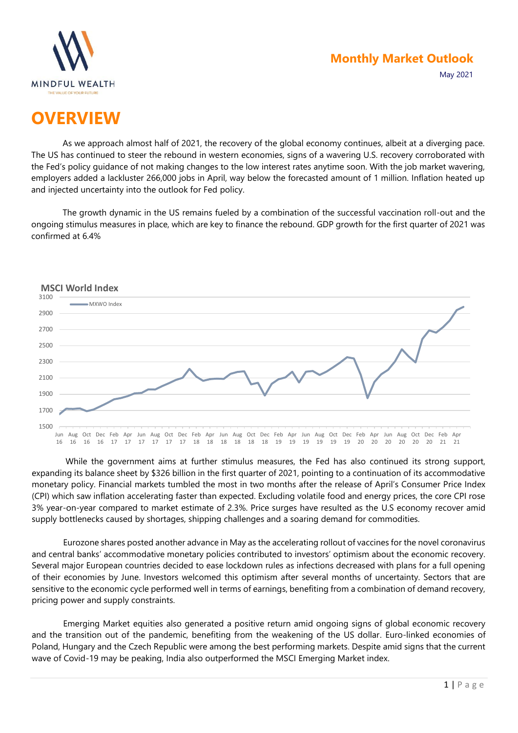# Monthly Market Outlook

May 2021

# OVERVIEW

As we approach almost half of 2021, the recovery of the global economy continues, albeit at a diverging pace. The US has continued to steer the rebound in western economies, signs of a wavering U.S. recovery corroborated with the Fed's policy guidance of not making changes to the low interest rates anytime soon. With the job market wavering, employers added a lackluster 266,000 jobs in April, way below the forecasted amount of 1 million. Inflation heated up and injected uncertainty into the outlook for Fed policy.

The growth dynamic in the US remains fueled by a combination of the successful vaccination roll-out and the ongoing stimulus measures in place, which are key to finance the rebound. GDP growth for the first quarter of 2021 was confirmed at 6.4%

**MSCI World Index**

While the government aims at further stimulus measures, the Fed has also continued its strong support, expanding its balance sheet by $326 billion in the first quarter of 2021, pointing to a continuation of its accommodative monetary policy. Financial markets tumbled the most in two months after the release of April's Consumer Price Index (CPI) which saw inflation accelerating faster than expected. Excluding volatile food and energy prices, the core CPI rose 3% year-on-year compared to market estimate of 2.3%. Price surges have resulted as the U.S economy recover amid supply bottlenecks caused by shortages, shipping challenges and a soaring demand for commodities.

Eurozone shares posted another advance in May as the accelerating rollout of vaccines for the novel coronavirus and central banks' accommodative monetary policies contributed to investors' optimism about the economic recovery. Several major European countries decided to ease lockdown rules as infections decreased with plans for a full opening of their economies by June. Investors welcomed this optimism after several months of uncertainty. Sectors that are sensitive to the economic cycle performed well in terms of earnings, benefiting from a combination of demand recovery, pricing power and supply constraints.

Emerging Market equities also generated a positive return amid ongoing signs of global economic recovery and the transition out of the pandemic, benefiting from the weakening of the US dollar. Euro-linked economies of Poland, Hungary and the Czech Republic were among the best performing markets. Despite amid signs that the current wave of Covid-19 may be peaking, India also outperformed the MSCI Emerging Market index.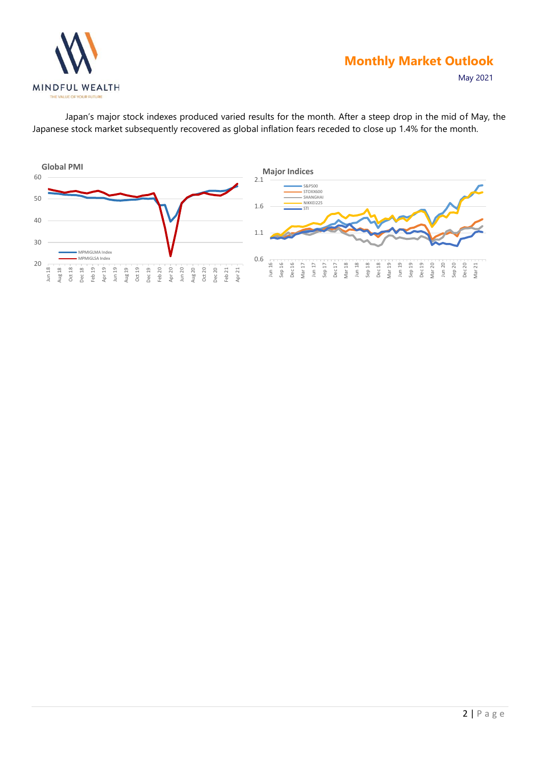Japan's major stock indexes produced varied results for the month. After a steep drop in the mid of May, the Japanese stock market subsequently recovered as global inflation fears receded to close up 1.4% for the month.

**Global PMI**

**Major Indices**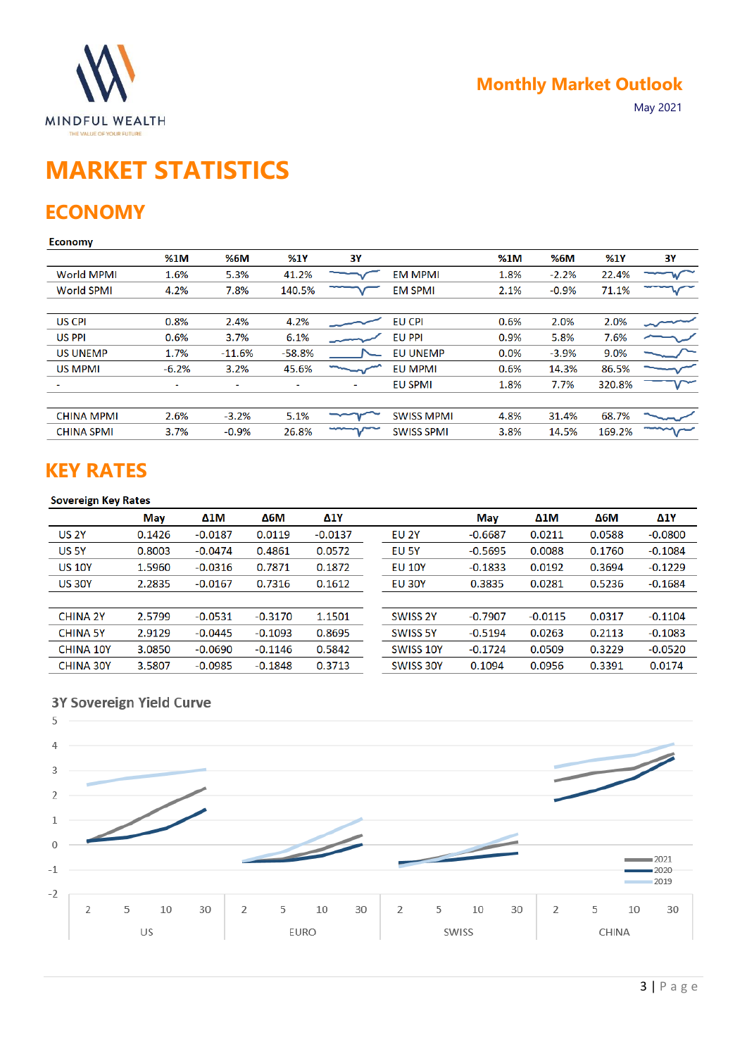# MARKET STATISTICS

## ECONOMY

**Economy**

| | %1M | %6M | %1Y | 3Y | | %1M | %6M | %1Y | 3Y |
|---|---|---|---|---|---|---|---|---|---|
| World MPMI | 1.6% | 5.3% | 41.2% | | EM MPMI | 1.8% | -2.2% | 22.4% | |
| World SPMI | 4.2% | 7.8% | 140.5% | | EM SPMI | 2.1% | -0.9% | 71.1% | |
| | | | | | | | | | |
| US CPI | 0.8% | 2.4% | 4.2% | | EU CPI | 0.6% | 2.0% | 2.0% | |
| US PPI | 0.6% | 3.7% | 6.1% | | EU PPI | 0.9% | 5.8% | 7.6% | |
| US UNEMP | 1.7% | -11.6% | -58.8% | | EU UNEMP | 0.0% | -3.9% | 9.0% | |
| US MPMI | -6.2% | 3.2% | 45.6% | | EU MPMI | 0.6% | 14.3% | 86.5% | |
| - | - | - | - | - | EU SPMI | 1.8% | 7.7% | 320.8% | |
| | | | | | | | | | |
| CHINA MPMI | 2.6% | -3.2% | 5.1% | | SWISS MPMI | 4.8% | 31.4% | 68.7% | |
| CHINA SPMI | 3.7% | -0.9% | 26.8% | | SWISS SPMI | 3.8% | 14.5% | 169.2% | |

## KEY RATES

**Sovereign Key Rates**

| | May | Δ1M | Δ6M | Δ1Y | | May | Δ1M | Δ6M | Δ1Y |
|---|---|---|---|---|---|---|---|---|---|
| US 2Y | 0.1426 | -0.0187 | 0.0119 | -0.0137 | EU 2Y | -0.6687 | 0.0211 | 0.0588 | -0.0800 |
| US 5Y | 0.8003 | -0.0474 | 0.4861 | 0.0572 | EU 5Y | -0.5695 | 0.0088 | 0.1760 | -0.1084 |
| US 10Y | 1.5960 | -0.0316 | 0.7871 | 0.1872 | EU 10Y | -0.1833 | 0.0192 | 0.3694 | -0.1229 |
| US 30Y | 2.2835 | -0.0167 | 0.7316 | 0.1612 | EU 30Y | 0.3835 | 0.0281 | 0.5236 | -0.1684 |
| | | | | | | | | | |
| CHINA 2Y | 2.5799 | -0.0531 | -0.3170 | 1.1501 | SWISS 2Y | -0.7907 | -0.0115 | 0.0317 | -0.1104 |
| CHINA 5Y | 2.9129 | -0.0445 | -0.1093 | 0.8695 | SWISS 5Y | -0.5194 | 0.0263 | 0.2113 | -0.1083 |
| CHINA 10Y | 3.0850 | -0.0690 | -0.1146 | 0.5842 | SWISS 10Y | -0.1724 | 0.0509 | 0.3229 | -0.0520 |
| CHINA 30Y | 3.5807 | -0.0985 | -0.1848 | 0.3713 | SWISS 30Y | 0.1094 | 0.0956 | 0.3391 | 0.0174 |

**3Y Sovereign Yield Curve**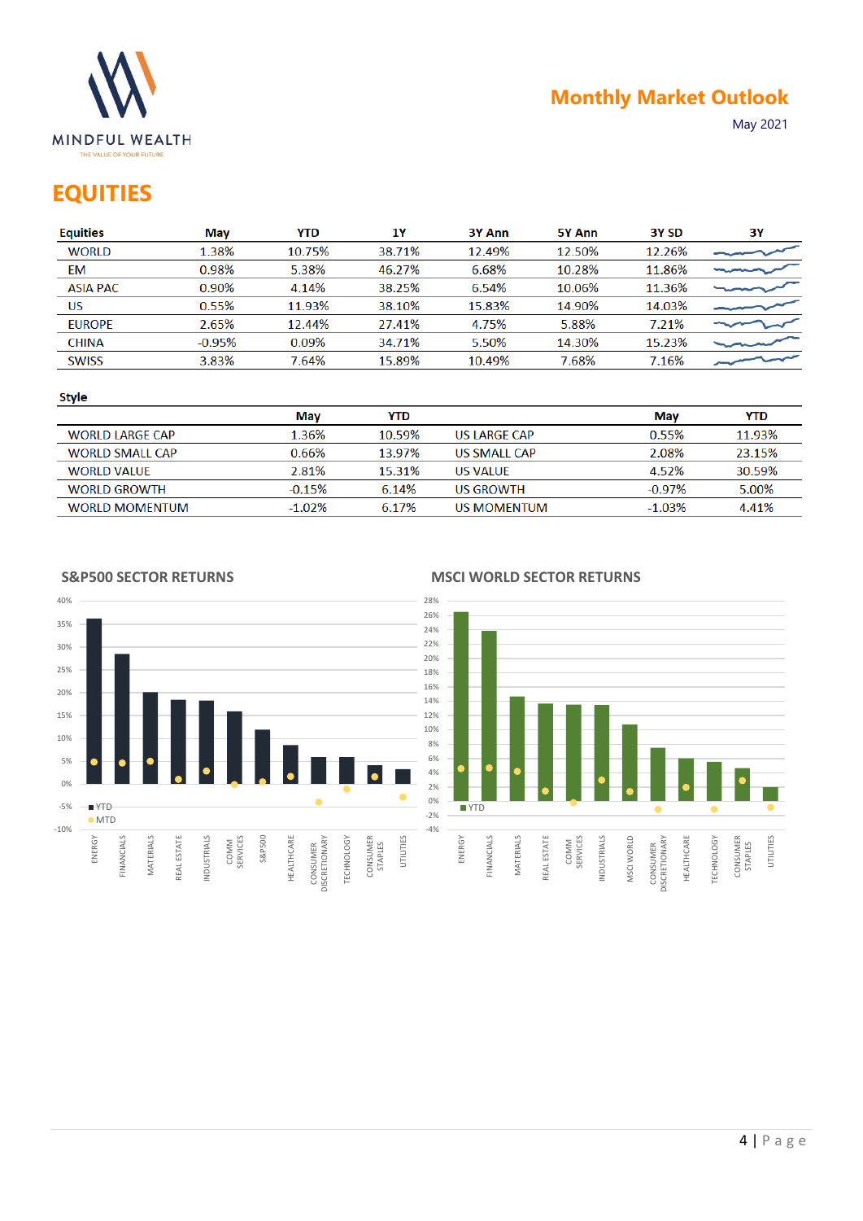MINDFUL WEALTH
THE VALUE OF YOUR FUTURE

**Monthly Market Outlook**
May 2021

# EQUITIES

| Equities | May | YTD | 1Y | 3Y Ann | 5Y Ann | 3Y SD | 3Y |
|---|---|---|---|---|---|---|---|
| WORLD | 1.38% | 10.75% | 38.71% | 12.49% | 12.50% | 12.26% | |
| EM | 0.98% | 5.38% | 46.27% | 6.68% | 10.28% | 11.86% | |
| ASIA PAC | 0.90% | 4.14% | 38.25% | 6.54% | 10.06% | 11.36% | |
| US | 0.55% | 11.93% | 38.10% | 15.83% | 14.90% | 14.03% | |
| EUROPE | 2.65% | 12.44% | 27.41% | 4.75% | 5.88% | 7.21% | |
| CHINA | -0.95% | 0.09% | 34.71% | 5.50% | 14.30% | 15.23% | |
| SWISS | 3.83% | 7.64% | 15.89% | 10.49% | 7.68% | 7.16% | |

**Style**

| | May | YTD | | May | YTD |
|---|---|---|---|---|---|
| WORLD LARGE CAP | 1.36% | 10.59% | US LARGE CAP | 0.55% | 11.93% |
| WORLD SMALL CAP | 0.66% | 13.97% | US SMALL CAP | 2.08% | 23.15% |
| WORLD VALUE | 2.81% | 15.31% | US VALUE | 4.52% | 30.59% |
| WORLD GROWTH | -0.15% | 6.14% | US GROWTH | -0.97% | 5.00% |
| WORLD MOMENTUM | -1.02% | 6.17% | US MOMENTUM | -1.03% | 4.41% |

### S&P500 SECTOR RETURNS

### MSCI WORLD SECTOR RETURNS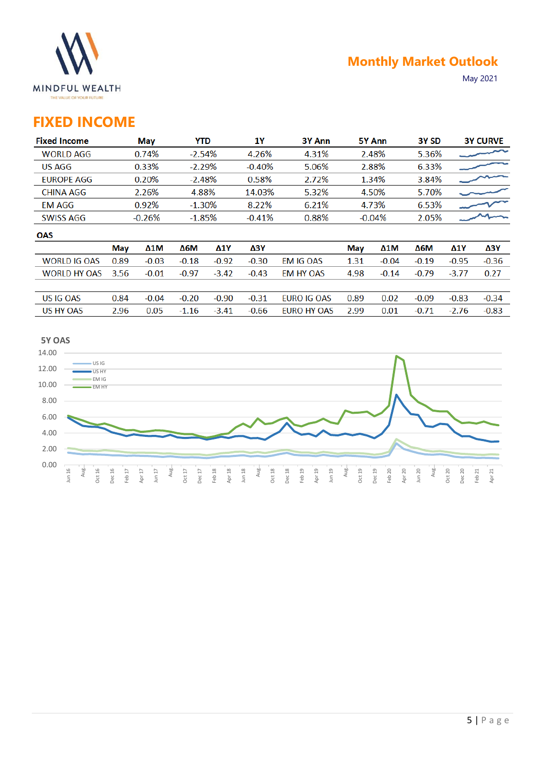# FIXED INCOME

| Fixed Income | May | YTD | 1Y | 3Y Ann | 5Y Ann | 3Y SD | 3Y CURVE |
|---|---|---|---|---|---|---|---|
| WORLD AGG | 0.74% | -2.54% | 4.26% | 4.31% | 2.48% | 5.36% | |
| US AGG | 0.33% | -2.29% | -0.40% | 5.06% | 2.88% | 6.33% | |
| EUROPE AGG | 0.20% | -2.48% | 0.58% | 2.72% | 1.34% | 3.84% | |
| CHINA AGG | 2.26% | 4.88% | 14.03% | 5.32% | 4.50% | 5.70% | |
| EM AGG | 0.92% | -1.30% | 8.22% | 6.21% | 4.73% | 6.53% | |
| SWISS AGG | -0.26% | -1.85% | -0.41% | 0.88% | -0.04% | 2.05% | |

## OAS

| | May | Δ1M | Δ6M | Δ1Y | Δ3Y | | May | Δ1M | Δ6M | Δ1Y | Δ3Y |
|---|---|---|---|---|---|---|---|---|---|---|---|
| WORLD IG OAS | 0.89 | -0.03 | -0.18 | -0.92 | -0.30 | EM IG OAS | 1.31 | -0.04 | -0.19 | -0.95 | -0.36 |
| WORLD HY OAS | 3.56 | -0.01 | -0.97 | -3.42 | -0.43 | EM HY OAS | 4.98 | -0.14 | -0.79 | -3.77 | 0.27 |
| US IG OAS | 0.84 | -0.04 | -0.20 | -0.90 | -0.31 | EURO IG OAS | 0.89 | 0.02 | -0.09 | -0.83 | -0.34 |
| US HY OAS | 2.96 | 0.05 | -1.16 | -3.41 | -0.66 | EURO HY OAS | 2.99 | 0.01 | -0.71 | -2.76 | -0.83 |

5Y OAS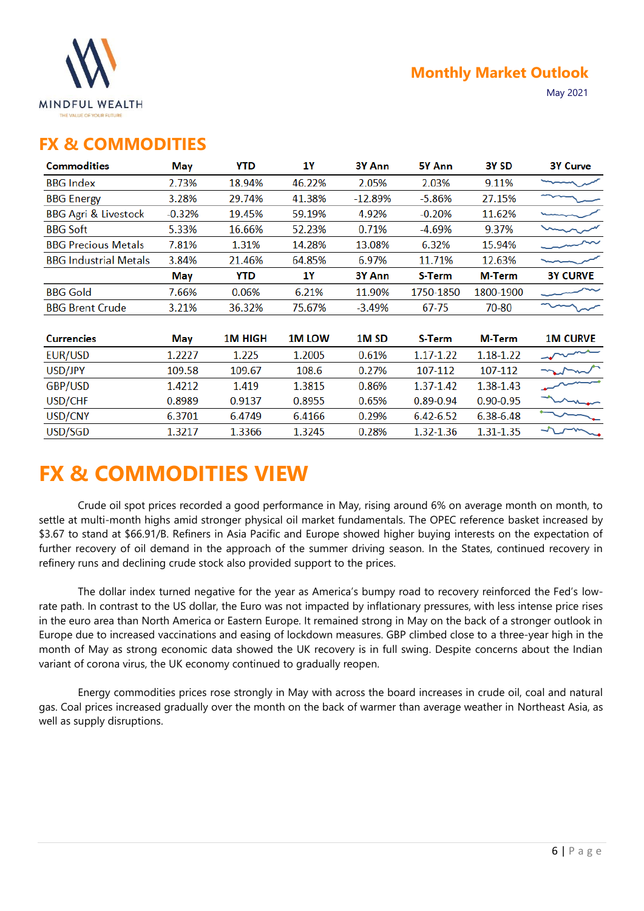## FX & COMMODITIES

| Commodities | May | YTD | 1Y | 3Y Ann | 5Y Ann | 3Y SD | 3Y Curve |
|---|---|---|---|---|---|---|---|
| BBG Index | 2.73% | 18.94% | 46.22% | 2.05% | 2.03% | 9.11% | |
| BBG Energy | 3.28% | 29.74% | 41.38% | -12.89% | -5.86% | 27.15% | |
| BBG Agri & Livestock | -0.32% | 19.45% | 59.19% | 4.92% | -0.20% | 11.62% | |
| BBG Soft | 5.33% | 16.66% | 52.23% | 0.71% | -4.69% | 9.37% | |
| BBG Precious Metals | 7.81% | 1.31% | 14.28% | 13.08% | 6.32% | 15.94% | |
| BBG Industrial Metals | 3.84% | 21.46% | 64.85% | 6.97% | 11.71% | 12.63% | |
| | **May** | **YTD** | **1Y** | **3Y Ann** | **S-Term** | **M-Term** | **3Y CURVE** |
| BBG Gold | 7.66% | 0.06% | 6.21% | 11.90% | 1750-1850 | 1800-1900 | |
| BBG Brent Crude | 3.21% | 36.32% | 75.67% | -3.49% | 67-75 | 70-80 | |

| Currencies | May | 1M HIGH | 1M LOW | 1M SD | S-Term | M-Term | 1M CURVE |
|---|---|---|---|---|---|---|---|
| EUR/USD | 1.2227 | 1.225 | 1.2005 | 0.61% | 1.17-1.22 | 1.18-1.22 | |
| USD/JPY | 109.58 | 109.67 | 108.6 | 0.27% | 107-112 | 107-112 | |
| GBP/USD | 1.4212 | 1.419 | 1.3815 | 0.86% | 1.37-1.42 | 1.38-1.43 | |
| USD/CHF | 0.8989 | 0.9137 | 0.8955 | 0.65% | 0.89-0.94 | 0.90-0.95 | |
| USD/CNY | 6.3701 | 6.4749 | 6.4166 | 0.29% | 6.42-6.52 | 6.38-6.48 | |
| USD/SGD | 1.3217 | 1.3366 | 1.3245 | 0.28% | 1.32-1.36 | 1.31-1.35 | |

# FX & COMMODITIES VIEW

Crude oil spot prices recorded a good performance in May, rising around 6% on average month on month, to settle at multi-month highs amid stronger physical oil market fundamentals. The OPEC reference basket increased by $3.67 to stand at $66.91/B. Refiners in Asia Pacific and Europe showed higher buying interests on the expectation of further recovery of oil demand in the approach of the summer driving season. In the States, continued recovery in refinery runs and declining crude stock also provided support to the prices.

The dollar index turned negative for the year as America's bumpy road to recovery reinforced the Fed's low-rate path. In contrast to the US dollar, the Euro was not impacted by inflationary pressures, with less intense price rises in the euro area than North America or Eastern Europe. It remained strong in May on the back of a stronger outlook in Europe due to increased vaccinations and easing of lockdown measures. GBP climbed close to a three-year high in the month of May as strong economic data showed the UK recovery is in full swing. Despite concerns about the Indian variant of corona virus, the UK economy continued to gradually reopen.

Energy commodities prices rose strongly in May with across the board increases in crude oil, coal and natural gas. Coal prices increased gradually over the month on the back of warmer than average weather in Northeast Asia, as well as supply disruptions.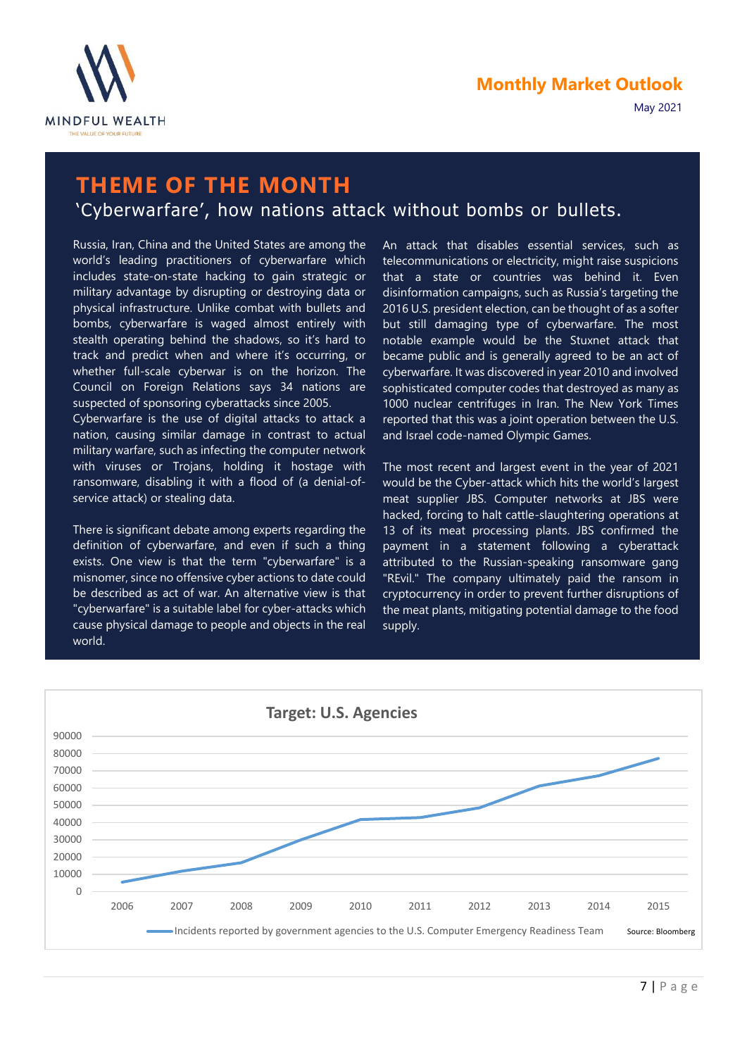# THEME OF THE MONTH

## ‘Cyberwarfare’, how nations attack without bombs or bullets.

Russia, Iran, China and the United States are among the world’s leading practitioners of cyberwarfare which includes state-on-state hacking to gain strategic or military advantage by disrupting or destroying data or physical infrastructure. Unlike combat with bullets and bombs, cyberwarfare is waged almost entirely with stealth operating behind the shadows, so it’s hard to track and predict when and where it’s occurring, or whether full-scale cyberwar is on the horizon. The Council on Foreign Relations says 34 nations are suspected of sponsoring cyberattacks since 2005.
Cyberwarfare is the use of digital attacks to attack a nation, causing similar damage in contrast to actual military warfare, such as infecting the computer network with viruses or Trojans, holding it hostage with ransomware, disabling it with a flood of (a denial-of-service attack) or stealing data.

There is significant debate among experts regarding the definition of cyberwarfare, and even if such a thing exists. One view is that the term "cyberwarfare" is a misnomer, since no offensive cyber actions to date could be described as act of war. An alternative view is that "cyberwarfare" is a suitable label for cyber-attacks which cause physical damage to people and objects in the real world.

An attack that disables essential services, such as telecommunications or electricity, might raise suspicions that a state or countries was behind it. Even disinformation campaigns, such as Russia’s targeting the 2016 U.S. president election, can be thought of as a softer but still damaging type of cyberwarfare. The most notable example would be the Stuxnet attack that became public and is generally agreed to be an act of cyberwarfare. It was discovered in year 2010 and involved sophisticated computer codes that destroyed as many as 1000 nuclear centrifuges in Iran. The New York Times reported that this was a joint operation between the U.S. and Israel code-named Olympic Games.

The most recent and largest event in the year of 2021 would be the Cyber-attack which hits the world’s largest meat supplier JBS. Computer networks at JBS were hacked, forcing to halt cattle-slaughtering operations at 13 of its meat processing plants. JBS confirmed the payment in a statement following a cyberattack attributed to the Russian-speaking ransomware gang "REvil." The company ultimately paid the ransom in cryptocurrency in order to prevent further disruptions of the meat plants, mitigating potential damage to the food supply.

**Target: U.S. Agencies**

| Year | Incidents reported by government agencies to the U.S. Computer Emergency Readiness Team (approx.) |
|---|---|
| 2006 | 5500 |
| 2007 | 12000 |
| 2008 | 16500 |
| 2009 | 30000 |
| 2010 | 41500 |
| 2011 | 43000 |
| 2012 | 48500 |
| 2013 | 61000 |
| 2014 | 67000 |
| 2015 | 77000 |

Source: Bloomberg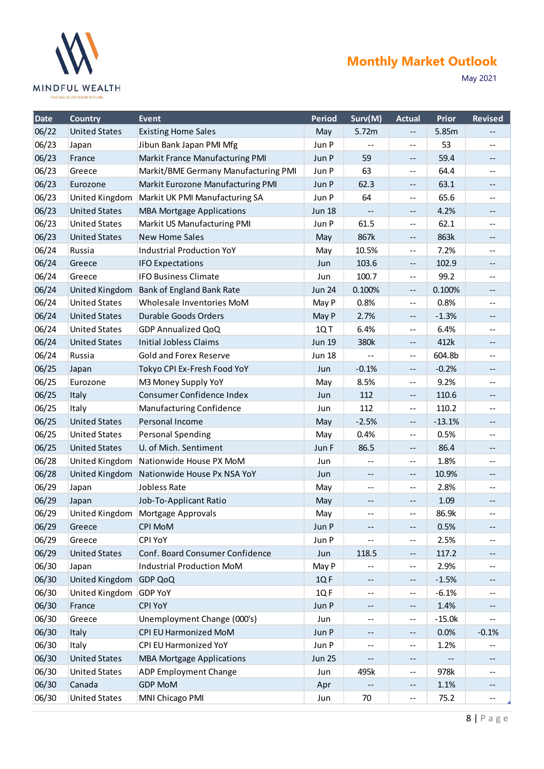| Date | Country | Event | Period | Surv(M) | Actual | Prior | Revised |
|---|---|---|---|---|---|---|---|
| 06/22 | United States | Existing Home Sales | May | 5.72m | -- | 5.85m | -- |
| 06/23 | Japan | Jibun Bank Japan PMI Mfg | Jun P | -- | -- | 53 | -- |
| 06/23 | France | Markit France Manufacturing PMI | Jun P | 59 | -- | 59.4 | -- |
| 06/23 | Greece | Markit/BME Germany Manufacturing PMI | Jun P | 63 | -- | 64.4 | -- |
| 06/23 | Eurozone | Markit Eurozone Manufacturing PMI | Jun P | 62.3 | -- | 63.1 | -- |
| 06/23 | United Kingdom | Markit UK PMI Manufacturing SA | Jun P | 64 | -- | 65.6 | -- |
| 06/23 | United States | MBA Mortgage Applications | Jun 18 | -- | -- | 4.2% | -- |
| 06/23 | United States | Markit US Manufacturing PMI | Jun P | 61.5 | -- | 62.1 | -- |
| 06/23 | United States | New Home Sales | May | 867k | -- | 863k | -- |
| 06/24 | Russia | Industrial Production YoY | May | 10.5% | -- | 7.2% | -- |
| 06/24 | Greece | IFO Expectations | Jun | 103.6 | -- | 102.9 | -- |
| 06/24 | Greece | IFO Business Climate | Jun | 100.7 | -- | 99.2 | -- |
| 06/24 | United Kingdom | Bank of England Bank Rate | Jun 24 | 0.100% | -- | 0.100% | -- |
| 06/24 | United States | Wholesale Inventories MoM | May P | 0.8% | -- | 0.8% | -- |
| 06/24 | United States | Durable Goods Orders | May P | 2.7% | -- | -1.3% | -- |
| 06/24 | United States | GDP Annualized QoQ | 1Q T | 6.4% | -- | 6.4% | -- |
| 06/24 | United States | Initial Jobless Claims | Jun 19 | 380k | -- | 412k | -- |
| 06/24 | Russia | Gold and Forex Reserve | Jun 18 | -- | -- | 604.8b | -- |
| 06/25 | Japan | Tokyo CPI Ex-Fresh Food YoY | Jun | -0.1% | -- | -0.2% | -- |
| 06/25 | Eurozone | M3 Money Supply YoY | May | 8.5% | -- | 9.2% | -- |
| 06/25 | Italy | Consumer Confidence Index | Jun | 112 | -- | 110.6 | -- |
| 06/25 | Italy | Manufacturing Confidence | Jun | 112 | -- | 110.2 | -- |
| 06/25 | United States | Personal Income | May | -2.5% | -- | -13.1% | -- |
| 06/25 | United States | Personal Spending | May | 0.4% | -- | 0.5% | -- |
| 06/25 | United States | U. of Mich. Sentiment | Jun F | 86.5 | -- | 86.4 | -- |
| 06/28 | United Kingdom | Nationwide House PX MoM | Jun | -- | -- | 1.8% | -- |
| 06/28 | United Kingdom | Nationwide House Px NSA YoY | Jun | -- | -- | 10.9% | -- |
| 06/29 | Japan | Jobless Rate | May | -- | -- | 2.8% | -- |
| 06/29 | Japan | Job-To-Applicant Ratio | May | -- | -- | 1.09 | -- |
| 06/29 | United Kingdom | Mortgage Approvals | May | -- | -- | 86.9k | -- |
| 06/29 | Greece | CPI MoM | Jun P | -- | -- | 0.5% | -- |
| 06/29 | Greece | CPI YoY | Jun P | -- | -- | 2.5% | -- |
| 06/29 | United States | Conf. Board Consumer Confidence | Jun | 118.5 | -- | 117.2 | -- |
| 06/30 | Japan | Industrial Production MoM | May P | -- | -- | 2.9% | -- |
| 06/30 | United Kingdom | GDP QoQ | 1Q F | -- | -- | -1.5% | -- |
| 06/30 | United Kingdom | GDP YoY | 1Q F | -- | -- | -6.1% | -- |
| 06/30 | France | CPI YoY | Jun P | -- | -- | 1.4% | -- |
| 06/30 | Greece | Unemployment Change (000's) | Jun | -- | -- | -15.0k | -- |
| 06/30 | Italy | CPI EU Harmonized MoM | Jun P | -- | -- | 0.0% | -0.1% |
| 06/30 | Italy | CPI EU Harmonized YoY | Jun P | -- | -- | 1.2% | -- |
| 06/30 | United States | MBA Mortgage Applications | Jun 25 | -- | -- | -- | -- |
| 06/30 | United States | ADP Employment Change | Jun | 495k | -- | 978k | -- |
| 06/30 | Canada | GDP MoM | Apr | -- | -- | 1.1% | -- |
| 06/30 | United States | MNI Chicago PMI | Jun | 70 | -- | 75.2 | -- |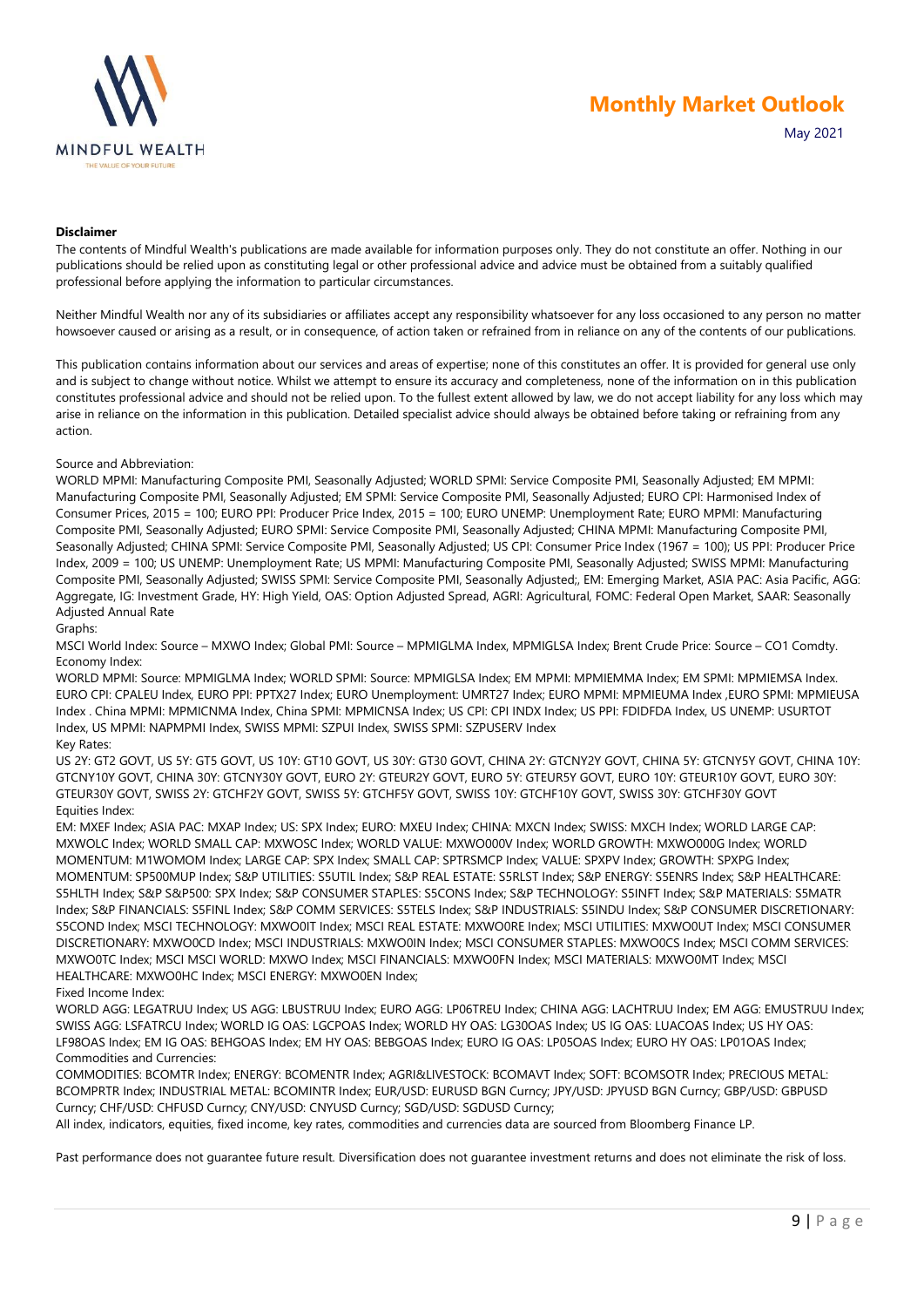**Disclaimer**

The contents of Mindful Wealth's publications are made available for information purposes only. They do not constitute an offer. Nothing in our publications should be relied upon as constituting legal or other professional advice and advice must be obtained from a suitably qualified professional before applying the information to particular circumstances.

Neither Mindful Wealth nor any of its subsidiaries or affiliates accept any responsibility whatsoever for any loss occasioned to any person no matter howsoever caused or arising as a result, or in consequence, of action taken or refrained from in reliance on any of the contents of our publications.

This publication contains information about our services and areas of expertise; none of this constitutes an offer. It is provided for general use only and is subject to change without notice. Whilst we attempt to ensure its accuracy and completeness, none of the information on in this publication constitutes professional advice and should not be relied upon. To the fullest extent allowed by law, we do not accept liability for any loss which may arise in reliance on the information in this publication. Detailed specialist advice should always be obtained before taking or refraining from any action.

Source and Abbreviation:
WORLD MPMI: Manufacturing Composite PMI, Seasonally Adjusted; WORLD SPMI: Service Composite PMI, Seasonally Adjusted; EM MPMI: Manufacturing Composite PMI, Seasonally Adjusted; EM SPMI: Service Composite PMI, Seasonally Adjusted; EURO CPI: Harmonised Index of Consumer Prices, 2015 = 100; EURO PPI: Producer Price Index, 2015 = 100; EURO UNEMP: Unemployment Rate; EURO MPMI: Manufacturing Composite PMI, Seasonally Adjusted; EURO SPMI: Service Composite PMI, Seasonally Adjusted; CHINA MPMI: Manufacturing Composite PMI, Seasonally Adjusted; CHINA SPMI: Service Composite PMI, Seasonally Adjusted; US CPI: Consumer Price Index (1967 = 100); US PPI: Producer Price Index, 2009 = 100; US UNEMP: Unemployment Rate; US MPMI: Manufacturing Composite PMI, Seasonally Adjusted; SWISS MPMI: Manufacturing Composite PMI, Seasonally Adjusted; SWISS SPMI: Service Composite PMI, Seasonally Adjusted;, EM: Emerging Market, ASIA PAC: Asia Pacific, AGG: Aggregate, IG: Investment Grade, HY: High Yield, OAS: Option Adjusted Spread, AGRI: Agricultural, FOMC: Federal Open Market, SAAR: Seasonally Adjusted Annual Rate

Graphs:
MSCI World Index: Source – MXWO Index; Global PMI: Source – MPMIGLMA Index, MPMIGLSA Index; Brent Crude Price: Source – CO1 Comdty.

Economy Index:
WORLD MPMI: Source: MPMIGLMA Index; WORLD SPMI: Source: MPMIGLSA Index; EM MPMI: MPMIEMMA Index; EM SPMI: MPMIEMSA Index. EURO CPI: CPALEU Index, EURO PPI: PPTX27 Index; EURO Unemployment: UMRT27 Index; EURO MPMI: MPMIEUMA Index ,EURO SPMI: MPMIEUSA Index . China MPMI: MPMICNMA Index, China SPMI: MPMICNSA Index; US CPI: CPI INDX Index; US PPI: FDIDFDA Index, US UNEMP: USURTOT Index, US MPMI: NAPMPMI Index, SWISS MPMI: SZPUI Index, SWISS SPMI: SZPUSERV Index

Key Rates:
US 2Y: GT2 GOVT, US 5Y: GT5 GOVT, US 10Y: GT10 GOVT, US 30Y: GT30 GOVT, CHINA 2Y: GTCNY2Y GOVT, CHINA 5Y: GTCNY5Y GOVT, CHINA 10Y: GTCNY10Y GOVT, CHINA 30Y: GTCNY30Y GOVT, EURO 2Y: GTEUR2Y GOVT, EURO 5Y: GTEUR5Y GOVT, EURO 10Y: GTEUR10Y GOVT, EURO 30Y: GTEUR30Y GOVT, SWISS 2Y: GTCHF2Y GOVT, SWISS 5Y: GTCHF5Y GOVT, SWISS 10Y: GTCHF10Y GOVT, SWISS 30Y: GTCHF30Y GOVT

Equities Index:
EM: MXEF Index; ASIA PAC: MXAP Index; US: SPX Index; EURO: MXEU Index; CHINA: MXCN Index; SWISS: MXCH Index; WORLD LARGE CAP: MXWOLC Index; WORLD SMALL CAP: MXWOSC Index; WORLD VALUE: MXWO000V Index; WORLD GROWTH: MXWO000G Index; WORLD MOMENTUM: M1WOMOM Index; LARGE CAP: SPX Index; SMALL CAP: SPTRSMCP Index; VALUE: SPXPV Index; GROWTH: SPXPG Index; MOMENTUM: SP500MUP Index; S&P UTILITIES: S5UTIL Index; S&P REAL ESTATE: S5RLST Index; S&P ENERGY: S5ENRS Index; S&P HEALTHCARE: S5HLTH Index; S&P S&P500: SPX Index; S&P CONSUMER STAPLES: S5CONS Index; S&P TECHNOLOGY: S5INFT Index; S&P MATERIALS: S5MATR Index; S&P FINANCIALS: S5FINL Index; S&P COMM SERVICES: S5TELS Index; S&P INDUSTRIALS: S5INDU Index; S&P CONSUMER DISCRETIONARY: S5COND Index; MSCI TECHNOLOGY: MXWO0IT Index; MSCI REAL ESTATE: MXWO0RE Index; MSCI UTILITIES: MXWO0UT Index; MSCI CONSUMER DISCRETIONARY: MXWO0CD Index; MSCI INDUSTRIALS: MXWO0IN Index; MSCI CONSUMER STAPLES: MXWO0CS Index; MSCI COMM SERVICES: MXWO0TC Index; MSCI MSCI WORLD: MXWO Index; MSCI FINANCIALS: MXWO0FN Index; MSCI MATERIALS: MXWO0MT Index; MSCI HEALTHCARE: MXWO0HC Index; MSCI ENERGY: MXWO0EN Index;

Fixed Income Index:
WORLD AGG: LEGATRUU Index; US AGG: LBUSTRUU Index; EURO AGG: LP06TREU Index; CHINA AGG: LACHTRUU Index; EM AGG: EMUSTRUU Index; SWISS AGG: LSFATRCU Index; WORLD IG OAS: LGCPOAS Index; WORLD HY OAS: LG30OAS Index; US IG OAS: LUACOAS Index; US HY OAS: LF98OAS Index; EM IG OAS: BEHGOAS Index; EM HY OAS: BEBGOAS Index; EURO IG OAS: LP05OAS Index; EURO HY OAS: LP01OAS Index;

Commodities and Currencies:
COMMODITIES: BCOMTR Index; ENERGY: BCOMENTR Index; AGRI&LIVESTOCK: BCOMAVT Index; SOFT: BCOMSOTR Index; PRECIOUS METAL: BCOMPRTR Index; INDUSTRIAL METAL: BCOMINTR Index; EUR/USD: EURUSD BGN Curncy; JPY/USD: JPYUSD BGN Curncy; GBP/USD: GBPUSD Curncy; CHF/USD: CHFUSD Curncy; CNY/USD: CNYUSD Curncy; SGD/USD: SGDUSD Curncy;

All index, indicators, equities, fixed income, key rates, commodities and currencies data are sourced from Bloomberg Finance LP.

Past performance does not guarantee future result. Diversification does not guarantee investment returns and does not eliminate the risk of loss.